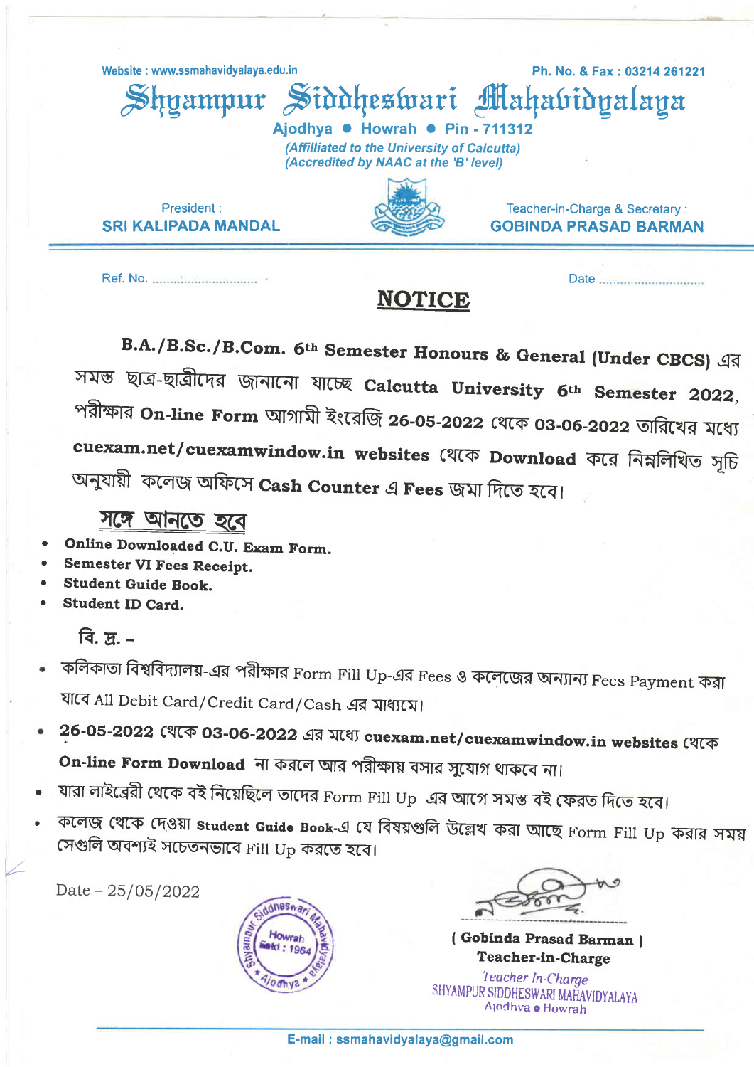Website : www.ssmahavidyalaya.edu.in

Ph. No. & Fax : 03214 261221

# Shyampur Siddheswari Mahavidyalaya

Ajodhya • Howrah • Pin - 711312

*(Affiliated to the University of Calcutta)*
*(Accredited by NAAC at the 'B' level)*

President :
**SRI KALIPADA MANDAL**

Teacher-in-Charge & Secretary :
**GOBINDA PRASAD BARMAN**

Ref. No. ..............................

Date ..............................

## NOTICE

**B.A./B.Sc./B.Com. 6th Semester Honours & General (Under CBCS)** এর সমস্ত ছাত্র-ছাত্রীদের জানানো যাচ্ছে **Calcutta University 6th Semester 2022**, পরীক্ষার **On-line Form** আগামী ইংরেজি **26-05-2022** থেকে **03-06-2022** তারিখের মধ্যে **cuexam.net/cuexamwindow.in websites** থেকে **Download** করে নিম্নলিখিত সূচি অনুযায়ী কলেজ অফিসে **Cash Counter** এ **Fees** জমা দিতে হবে।

### সঙ্গে আনতে হবে

- **Online Downloaded C.U. Exam Form.**
- **Semester VI Fees Receipt.**
- **Student Guide Book.**
- **Student ID Card.**

**বি. দ্র. –**

- কলিকাতা বিশ্ববিদ্যালয়-এর পরীক্ষার Form Fill Up-এর Fees ও কলেজের অন্যান্য Fees Payment করা যাবে All Debit Card/Credit Card/Cash এর মাধ্যমে।
- **26-05-2022** থেকে **03-06-2022** এর মধ্যে **cuexam.net/cuexamwindow.in websites** থেকে **On-line Form Download** না করলে আর পরীক্ষায় বসার সুযোগ থাকবে না।
- যারা লাইব্রেরী থেকে বই নিয়েছিলে তাদের Form Fill Up এর আগে সমস্ত বই ফেরত দিতে হবে।
- কলেজ থেকে দেওয়া **Student Guide Book**-এ যে বিষয়গুলি উল্লেখ করা আছে Form Fill Up করার সময় সেগুলি অবশ্যই সচেতনভাবে Fill Up করতে হবে।

Date – 25/05/2022

**( Gobinda Prasad Barman )**
**Teacher-in-Charge**

Teacher In-Charge
SHYAMPUR SIDDHESWARI MAHAVIDYALAYA
Ajodhya • Howrah

E-mail : ssmahavidyalaya@gmail.com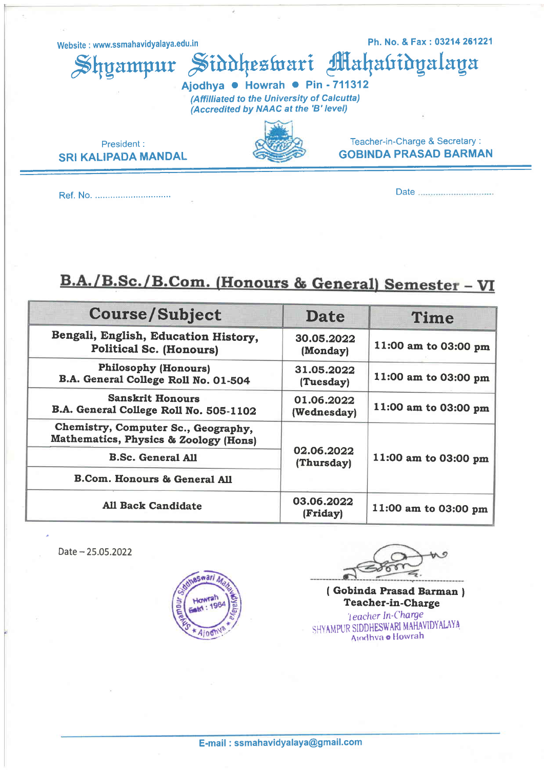Website : www.ssmahavidyalaya.edu.in

Ph. No. & Fax : 03214 261221

# Shyampur Siddheswari Mahabidyalaya

Ajodhya ● Howrah ● Pin - 711312

*(Affiliated to the University of Calcutta)*
*(Accredited by NAAC at the 'B' level)*

President :
**SRI KALIPADA MANDAL**

Teacher-in-Charge & Secretary :
**GOBINDA PRASAD BARMAN**

Ref. No. ..............................

Date ..............................

## B.A./B.Sc./B.Com. (Honours & General) Semester – VI

| Course/Subject | Date | Time |
|---|---|---|
| Bengali, English, Education History, Political Sc. (Honours) | 30.05.2022 (Monday) | 11:00 am to 03:00 pm |
| Philosophy (Honours) B.A. General College Roll No. 01-504 | 31.05.2022 (Tuesday) | 11:00 am to 03:00 pm |
| Sanskrit Honours B.A. General College Roll No. 505-1102 | 01.06.2022 (Wednesday) | 11:00 am to 03:00 pm |
| Chemistry, Computer Sc., Geography, Mathematics, Physics & Zoology (Hons) | 02.06.2022 (Thursday) | 11:00 am to 03:00 pm |
| B.Sc. General All | | |
| B.Com. Honours & General All | | |
| All Back Candidate | 03.06.2022 (Friday) | 11:00 am to 03:00 pm |

Date – 25.05.2022

**( Gobinda Prasad Barman )**
**Teacher-in-Charge**

Teacher In-Charge
SHYAMPUR SIDDHESWARI MAHAVIDYALAYA
Ajodhya ● Howrah

E-mail : ssmahavidyalaya@gmail.com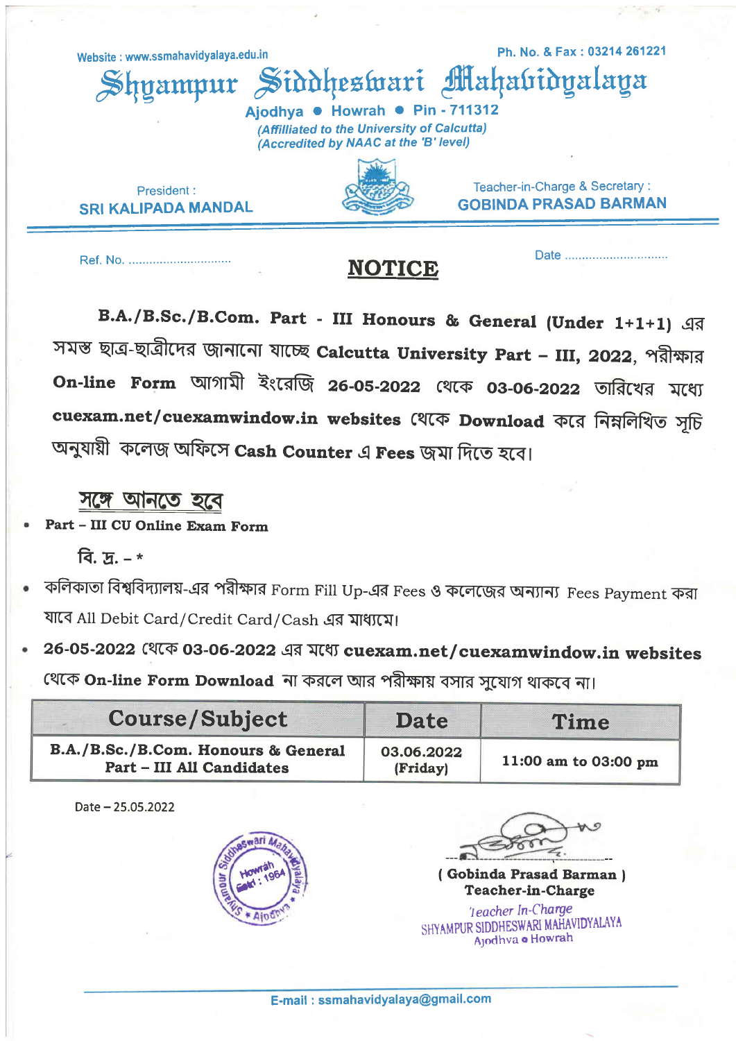Website : www.ssmahavidyalaya.edu.in

Ph. No. & Fax : 03214 261221

# Shyampur Siddheswari Mahabidyalaya

Ajodhya ● Howrah ● Pin - 711312

*(Affilliated to the University of Calcutta)*
*(Accredited by NAAC at the 'B' level)*

President :
**SRI KALIPADA MANDAL**

Teacher-in-Charge & Secretary :
**GOBINDA PRASAD BARMAN**

Ref. No. ..............................

Date ..............................

## NOTICE

**B.A./B.Sc./B.Com. Part - III Honours & General (Under 1+1+1)** এর সমস্ত ছাত্র-ছাত্রীদের জানানো যাচ্ছে **Calcutta University Part – III, 2022**, পরীক্ষার **On-line Form** আগামী ইংরেজি **26-05-2022** থেকে **03-06-2022** তারিখের মধ্যে **cuexam.net/cuexamwindow.in websites** থেকে **Download** করে নিম্নলিখিত সূচি অনুযায়ী কলেজ অফিসে **Cash Counter** এ **Fees** জমা দিতে হবে।

### সঙ্গে আনতে হবে

- **Part – III CU Online Exam Form**

বি. দ্র. – *

- কলিকাতা বিশ্ববিদ্যালয়-এর পরীক্ষার Form Fill Up-এর Fees ও কলেজের অন্যান্য Fees Payment করা যাবে All Debit Card/Credit Card/Cash এর মাধ্যমে।
- **26-05-2022** থেকে **03-06-2022** এর মধ্যে **cuexam.net/cuexamwindow.in websites** থেকে **On-line Form Download** না করলে আর পরীক্ষায় বসার সুযোগ থাকবে না।

| Course/Subject | Date | Time |
|---|---|---|
| **B.A./B.Sc./B.Com. Honours & General Part – III All Candidates** | **03.06.2022 (Friday)** | **11:00 am to 03:00 pm** |

Date – 25.05.2022

**( Gobinda Prasad Barman )**
**Teacher-in-Charge**

Teacher In-Charge
SHYAMPUR SIDDHESWARI MAHAVIDYALAYA
Ajodhya ● Howrah

E-mail : ssmahavidyalaya@gmail.com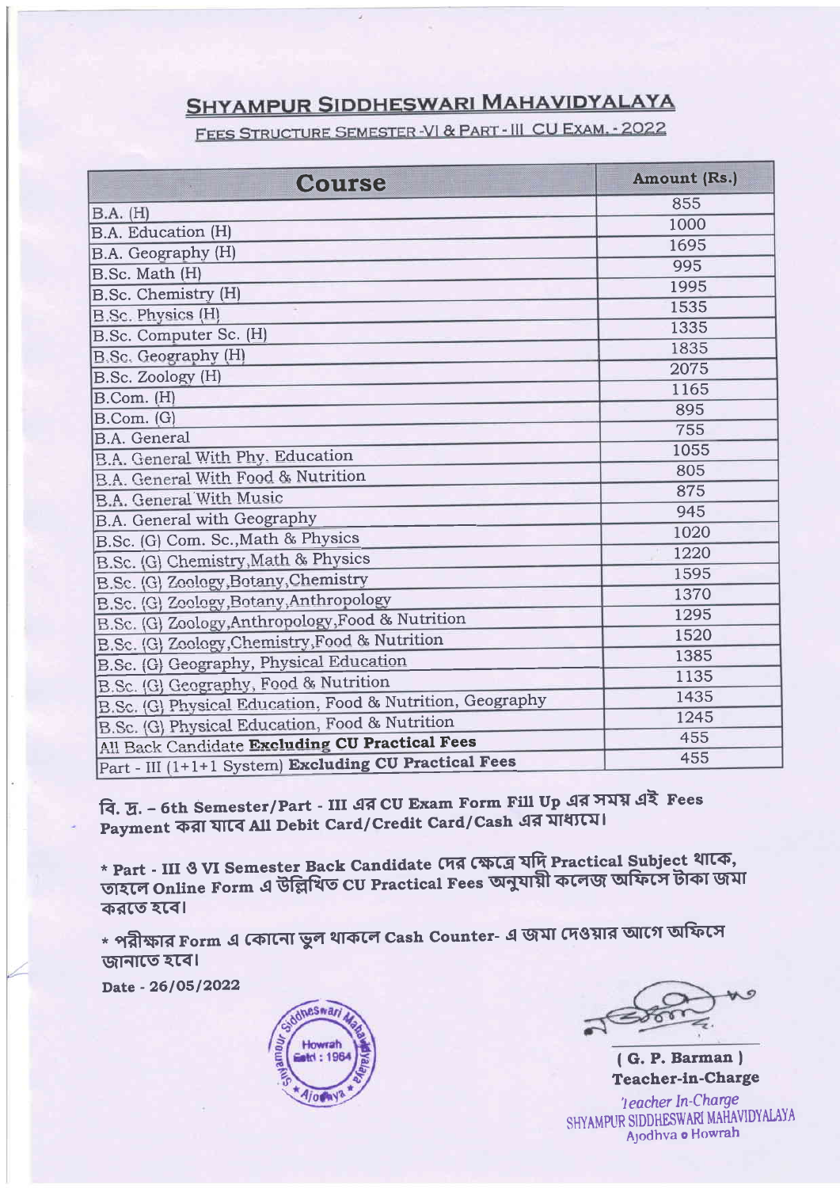# SHYAMPUR SIDDHESWARI MAHAVIDYALAYA

## FEES STRUCTURE SEMESTER -VI & PART - III CU EXAM. - 2022

| Course | Amount (Rs.) |
|---|---|
| B.A. (H) | 855 |
| B.A. Education (H) | 1000 |
| B.A. Geography (H) | 1695 |
| B.Sc. Math (H) | 995 |
| B.Sc. Chemistry (H) | 1995 |
| B.Sc. Physics (H) | 1535 |
| B.Sc. Computer Sc. (H) | 1335 |
| B.Sc. Geography (H) | 1835 |
| B.Sc. Zoology (H) | 2075 |
| B.Com. (H) | 1165 |
| B.Com. (G) | 895 |
| B.A. General | 755 |
| B.A. General With Phy. Education | 1055 |
| B.A. General With Food & Nutrition | 805 |
| B.A. General With Music | 875 |
| B.A. General with Geography | 945 |
| B.Sc. (G) Com. Sc.,Math & Physics | 1020 |
| B.Sc. (G) Chemistry,Math & Physics | 1220 |
| B.Sc. (G) Zoology,Botany,Chemistry | 1595 |
| B.Sc. (G) Zoology,Botany,Anthropology | 1370 |
| B.Sc. (G) Zoology,Anthropology,Food & Nutrition | 1295 |
| B.Sc. (G) Zoology,Chemistry,Food & Nutrition | 1520 |
| B.Sc. (G) Geography, Physical Education | 1385 |
| B.Sc. (G) Geography, Food & Nutrition | 1135 |
| B.Sc. (G) Physical Education, Food & Nutrition, Geography | 1435 |
| B.Sc. (G) Physical Education, Food & Nutrition | 1245 |
| All Back Candidate **Excluding CU Practical Fees** | 455 |
| Part - III (1+1+1 System) **Excluding CU Practical Fees** | 455 |

**বি. দ্র. – 6th Semester/Part - III এর CU Exam Form Fill Up এর সময় এই Fees Payment করা যাবে All Debit Card/Credit Card/Cash এর মাধ্যমে।**

**\* Part - III ও VI Semester Back Candidate দের ক্ষেত্রে যদি Practical Subject থাকে, তাহলে Online Form এ উল্লিখিত CU Practical Fees অনুযায়ী কলেজ অফিসে টাকা জমা করতে হবে।**

**\* পরীক্ষার Form এ কোনো ভুল থাকলে Cash Counter- এ জমা দেওয়ার আগে অফিসে জানাতে হবে।**

**Date - 26/05/2022**

**( G. P. Barman )**
**Teacher-in-Charge**

*Teacher In-Charge*
SHYAMPUR SIDDHESWARI MAHAVIDYALAYA
Ajodhya • Howrah